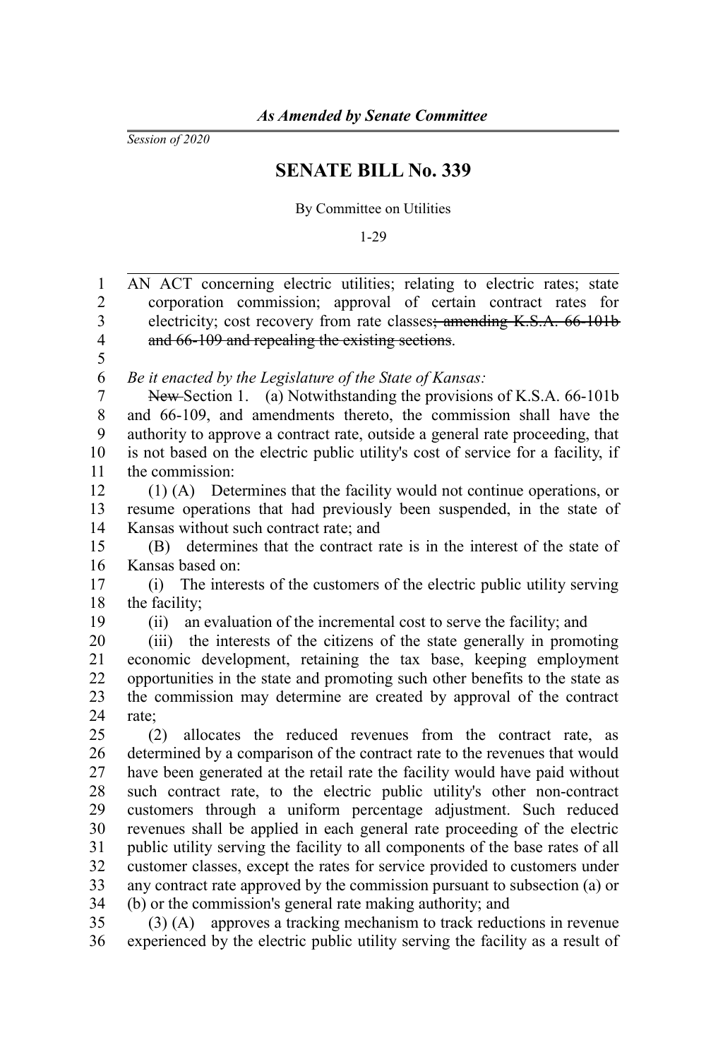*As Amended by Senate Committee*

*Session of 2020*

# SENATE BILL No. 339

By Committee on Utilities

1-29

AN ACT concerning electric utilities; relating to electric rates; state corporation commission; approval of certain contract rates for electricity; cost recovery from rate classes~~; amending K.S.A. 66-101b and 66-109 and repealing the existing sections~~.

*Be it enacted by the Legislature of the State of Kansas:*

~~New~~ Section 1. (a) Notwithstanding the provisions of K.S.A. 66-101b and 66-109, and amendments thereto, the commission shall have the authority to approve a contract rate, outside a general rate proceeding, that is not based on the electric public utility's cost of service for a facility, if the commission:

(1) (A) Determines that the facility would not continue operations, or resume operations that had previously been suspended, in the state of Kansas without such contract rate; and

(B) determines that the contract rate is in the interest of the state of Kansas based on:

(i) The interests of the customers of the electric public utility serving the facility;

(ii) an evaluation of the incremental cost to serve the facility; and

(iii) the interests of the citizens of the state generally in promoting economic development, retaining the tax base, keeping employment opportunities in the state and promoting such other benefits to the state as the commission may determine are created by approval of the contract rate;

(2) allocates the reduced revenues from the contract rate, as determined by a comparison of the contract rate to the revenues that would have been generated at the retail rate the facility would have paid without such contract rate, to the electric public utility's other non-contract customers through a uniform percentage adjustment. Such reduced revenues shall be applied in each general rate proceeding of the electric public utility serving the facility to all components of the base rates of all customer classes, except the rates for service provided to customers under any contract rate approved by the commission pursuant to subsection (a) or (b) or the commission's general rate making authority; and

(3) (A) approves a tracking mechanism to track reductions in revenue experienced by the electric public utility serving the facility as a result of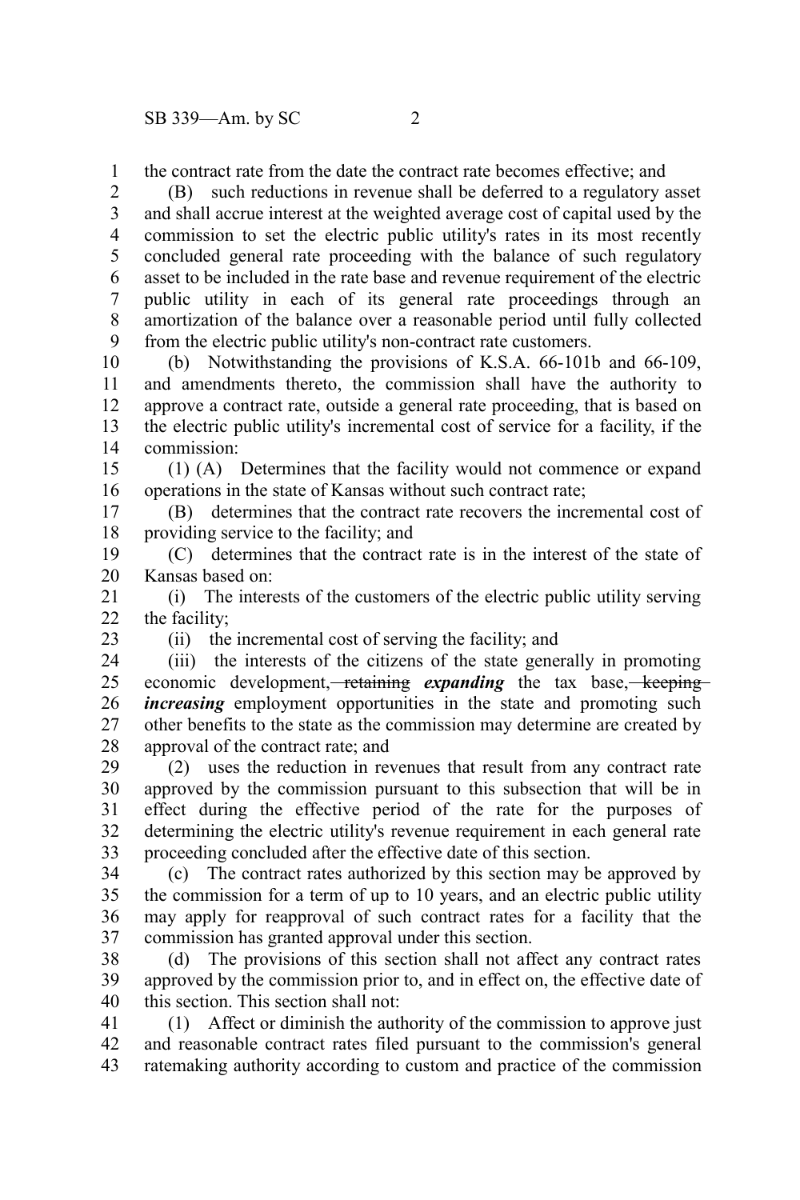the contract rate from the date the contract rate becomes effective; and

(B) such reductions in revenue shall be deferred to a regulatory asset and shall accrue interest at the weighted average cost of capital used by the commission to set the electric public utility's rates in its most recently concluded general rate proceeding with the balance of such regulatory asset to be included in the rate base and revenue requirement of the electric public utility in each of its general rate proceedings through an amortization of the balance over a reasonable period until fully collected from the electric public utility's non-contract rate customers.

(b) Notwithstanding the provisions of K.S.A. 66-101b and 66-109, and amendments thereto, the commission shall have the authority to approve a contract rate, outside a general rate proceeding, that is based on the electric public utility's incremental cost of service for a facility, if the commission:

(1) (A) Determines that the facility would not commence or expand operations in the state of Kansas without such contract rate;

(B) determines that the contract rate recovers the incremental cost of providing service to the facility; and

(C) determines that the contract rate is in the interest of the state of Kansas based on:

(i) The interests of the customers of the electric public utility serving the facility;

(ii) the incremental cost of serving the facility; and

(iii) the interests of the citizens of the state generally in promoting economic development, ~~retaining~~ ***expanding*** the tax base, ~~keeping~~ ***increasing*** employment opportunities in the state and promoting such other benefits to the state as the commission may determine are created by approval of the contract rate; and

(2) uses the reduction in revenues that result from any contract rate approved by the commission pursuant to this subsection that will be in effect during the effective period of the rate for the purposes of determining the electric utility's revenue requirement in each general rate proceeding concluded after the effective date of this section.

(c) The contract rates authorized by this section may be approved by the commission for a term of up to 10 years, and an electric public utility may apply for reapproval of such contract rates for a facility that the commission has granted approval under this section.

(d) The provisions of this section shall not affect any contract rates approved by the commission prior to, and in effect on, the effective date of this section. This section shall not:

(1) Affect or diminish the authority of the commission to approve just and reasonable contract rates filed pursuant to the commission's general ratemaking authority according to custom and practice of the commission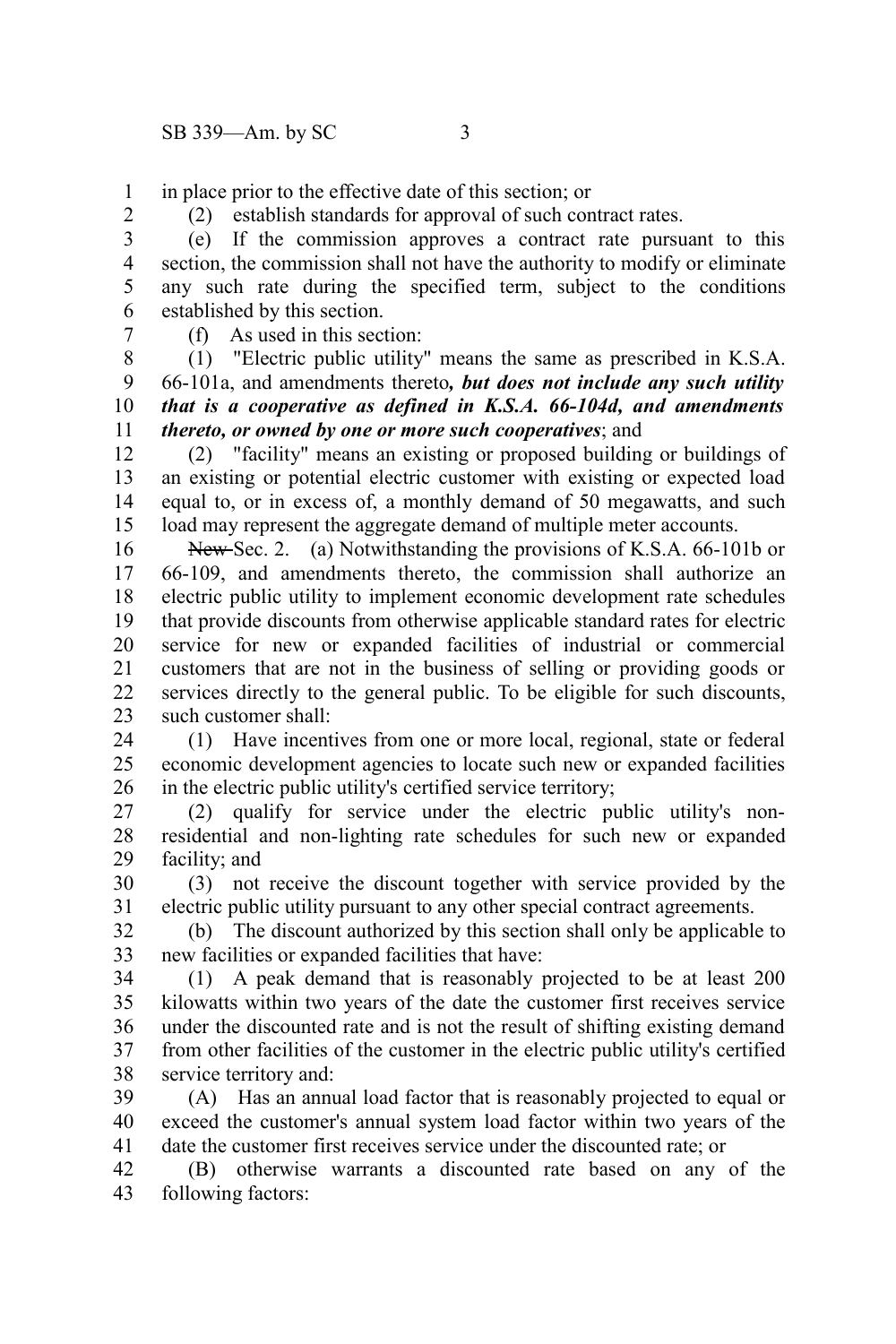in place prior to the effective date of this section; or

(2) establish standards for approval of such contract rates.

(e) If the commission approves a contract rate pursuant to this section, the commission shall not have the authority to modify or eliminate any such rate during the specified term, subject to the conditions established by this section.

(f) As used in this section:

(1) "Electric public utility" means the same as prescribed in K.S.A. 66-101a, and amendments thereto***, but does not include any such utility that is a cooperative as defined in K.S.A. 66-104d, and amendments thereto, or owned by one or more such cooperatives***; and

(2) "facility" means an existing or proposed building or buildings of an existing or potential electric customer with existing or expected load equal to, or in excess of, a monthly demand of 50 megawatts, and such load may represent the aggregate demand of multiple meter accounts.

~~New~~ Sec. 2. (a) Notwithstanding the provisions of K.S.A. 66-101b or 66-109, and amendments thereto, the commission shall authorize an electric public utility to implement economic development rate schedules that provide discounts from otherwise applicable standard rates for electric service for new or expanded facilities of industrial or commercial customers that are not in the business of selling or providing goods or services directly to the general public. To be eligible for such discounts, such customer shall:

(1) Have incentives from one or more local, regional, state or federal economic development agencies to locate such new or expanded facilities in the electric public utility's certified service territory;

(2) qualify for service under the electric public utility's non-residential and non-lighting rate schedules for such new or expanded facility; and

(3) not receive the discount together with service provided by the electric public utility pursuant to any other special contract agreements.

(b) The discount authorized by this section shall only be applicable to new facilities or expanded facilities that have:

(1) A peak demand that is reasonably projected to be at least 200 kilowatts within two years of the date the customer first receives service under the discounted rate and is not the result of shifting existing demand from other facilities of the customer in the electric public utility's certified service territory and:

(A) Has an annual load factor that is reasonably projected to equal or exceed the customer's annual system load factor within two years of the date the customer first receives service under the discounted rate; or

(B) otherwise warrants a discounted rate based on any of the following factors: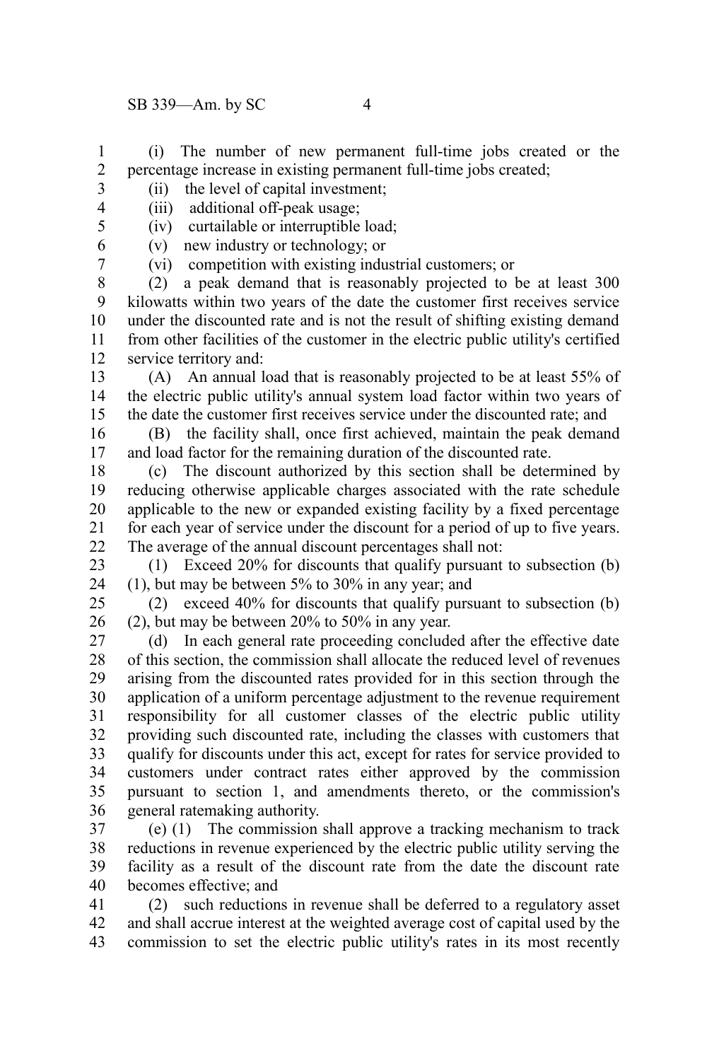(i) The number of new permanent full-time jobs created or the percentage increase in existing permanent full-time jobs created;

(ii) the level of capital investment;

(iii) additional off-peak usage;

(iv) curtailable or interruptible load;

(v) new industry or technology; or

(vi) competition with existing industrial customers; or

(2) a peak demand that is reasonably projected to be at least 300 kilowatts within two years of the date the customer first receives service under the discounted rate and is not the result of shifting existing demand from other facilities of the customer in the electric public utility's certified service territory and:

(A) An annual load that is reasonably projected to be at least 55% of the electric public utility's annual system load factor within two years of the date the customer first receives service under the discounted rate; and

(B) the facility shall, once first achieved, maintain the peak demand and load factor for the remaining duration of the discounted rate.

(c) The discount authorized by this section shall be determined by reducing otherwise applicable charges associated with the rate schedule applicable to the new or expanded existing facility by a fixed percentage for each year of service under the discount for a period of up to five years. The average of the annual discount percentages shall not:

(1) Exceed 20% for discounts that qualify pursuant to subsection (b)(1), but may be between 5% to 30% in any year; and

(2) exceed 40% for discounts that qualify pursuant to subsection (b)(2), but may be between 20% to 50% in any year.

(d) In each general rate proceeding concluded after the effective date of this section, the commission shall allocate the reduced level of revenues arising from the discounted rates provided for in this section through the application of a uniform percentage adjustment to the revenue requirement responsibility for all customer classes of the electric public utility providing such discounted rate, including the classes with customers that qualify for discounts under this act, except for rates for service provided to customers under contract rates either approved by the commission pursuant to section 1, and amendments thereto, or the commission's general ratemaking authority.

(e) (1) The commission shall approve a tracking mechanism to track reductions in revenue experienced by the electric public utility serving the facility as a result of the discount rate from the date the discount rate becomes effective; and

(2) such reductions in revenue shall be deferred to a regulatory asset and shall accrue interest at the weighted average cost of capital used by the commission to set the electric public utility's rates in its most recently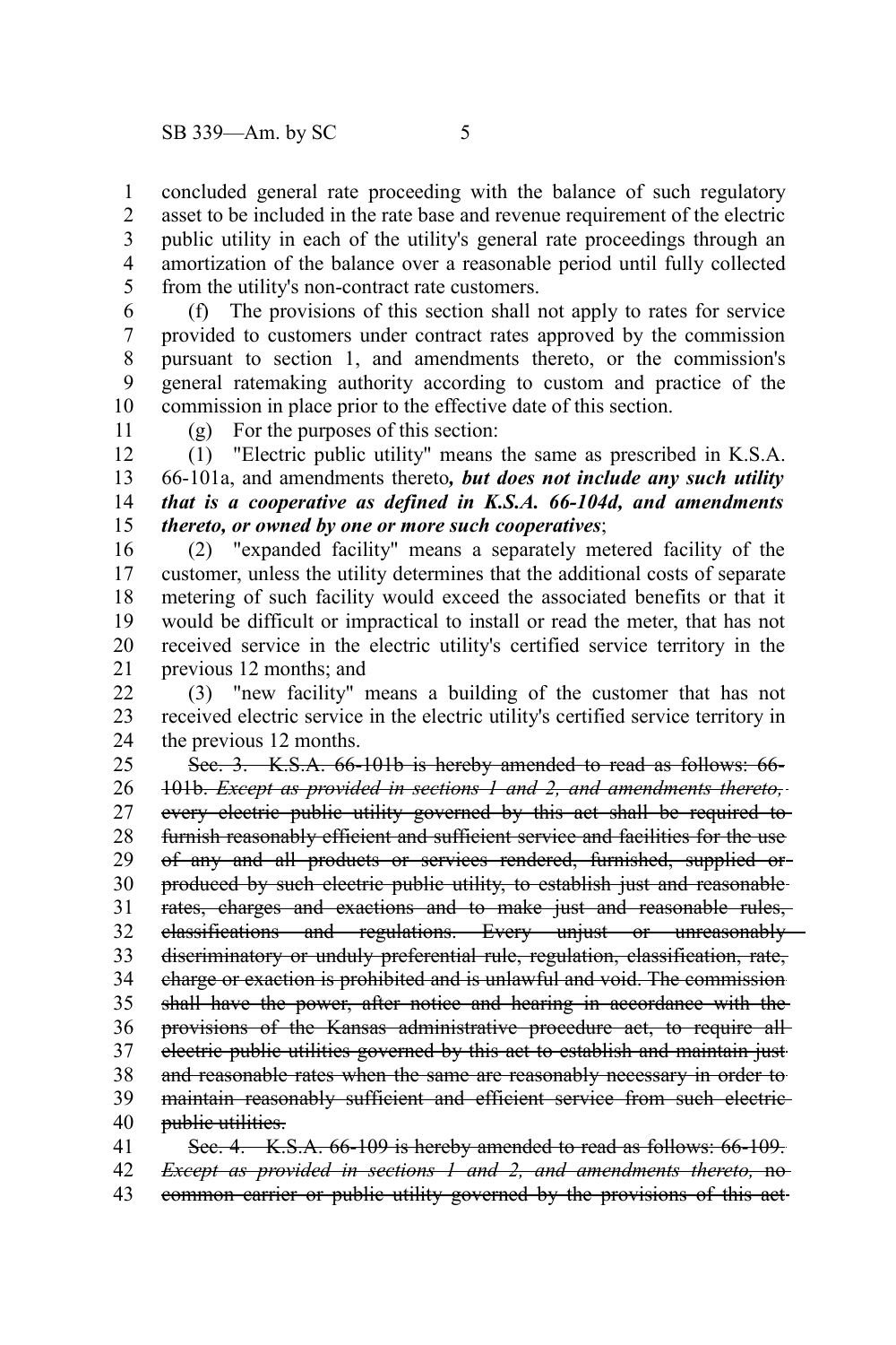concluded general rate proceeding with the balance of such regulatory asset to be included in the rate base and revenue requirement of the electric public utility in each of the utility's general rate proceedings through an amortization of the balance over a reasonable period until fully collected from the utility's non-contract rate customers.

(f) The provisions of this section shall not apply to rates for service provided to customers under contract rates approved by the commission pursuant to section 1, and amendments thereto, or the commission's general ratemaking authority according to custom and practice of the commission in place prior to the effective date of this section.

(g) For the purposes of this section:

(1) "Electric public utility" means the same as prescribed in K.S.A. 66-101a, and amendments thereto***, but does not include any such utility that is a cooperative as defined in K.S.A. 66-104d, and amendments thereto, or owned by one or more such cooperatives***;

(2) "expanded facility" means a separately metered facility of the customer, unless the utility determines that the additional costs of separate metering of such facility would exceed the associated benefits or that it would be difficult or impractical to install or read the meter, that has not received service in the electric utility's certified service territory in the previous 12 months; and

(3) "new facility" means a building of the customer that has not received electric service in the electric utility's certified service territory in the previous 12 months.

~~Sec. 3. K.S.A. 66-101b is hereby amended to read as follows: 66-101b. *Except as provided in sections 1 and 2, and amendments thereto,* every electric public utility governed by this act shall be required to furnish reasonably efficient and sufficient service and facilities for the use of any and all products or services rendered, furnished, supplied or produced by such electric public utility, to establish just and reasonable rates, charges and exactions and to make just and reasonable rules, classifications and regulations. Every unjust or unreasonably discriminatory or unduly preferential rule, regulation, classification, rate, charge or exaction is prohibited and is unlawful and void. The commission shall have the power, after notice and hearing in accordance with the provisions of the Kansas administrative procedure act, to require all electric public utilities governed by this act to establish and maintain just and reasonable rates when the same are reasonably necessary in order to maintain reasonably sufficient and efficient service from such electric public utilities.~~

~~Sec. 4. K.S.A. 66-109 is hereby amended to read as follows: 66-109. *Except as provided in sections 1 and 2, and amendments thereto,* no common carrier or public utility governed by the provisions of this act~~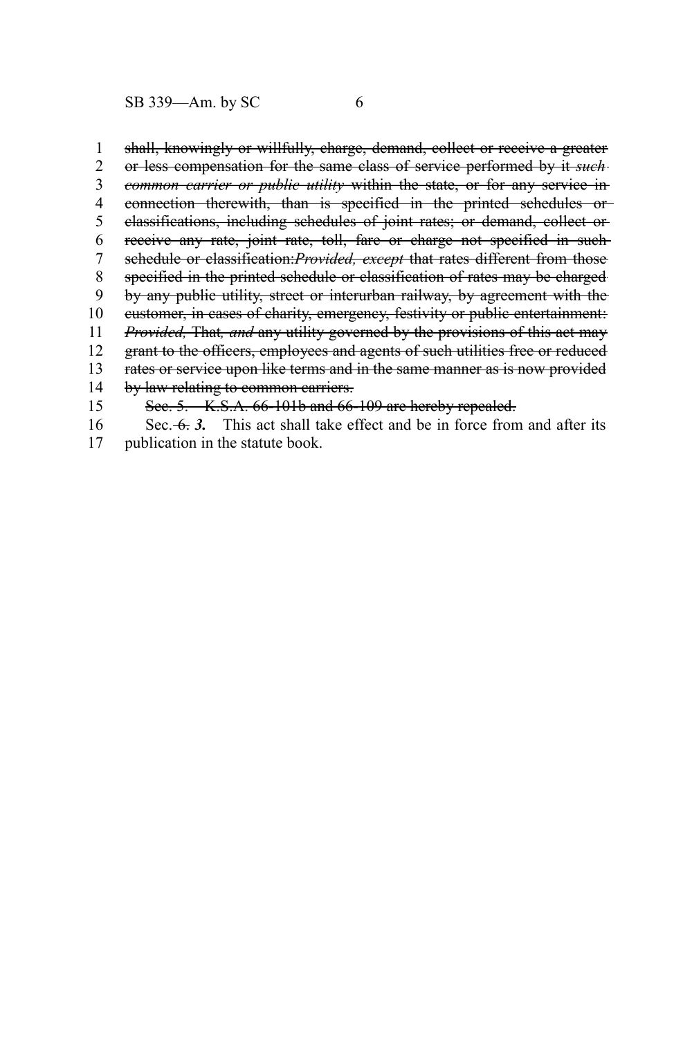~~shall, knowingly or willfully, charge, demand, collect or receive a greater or less compensation for the same class of service performed by it~~ ~~*such common carrier or public utility*~~ ~~within the state, or for any service in connection therewith, than is specified in the printed schedules or classifications, including schedules of joint rates; or demand, collect or receive any rate, joint rate, toll, fare or charge not specified in such schedule or classification:~~~~*Provided, except*~~ ~~that rates different from those specified in the printed schedule or classification of rates may be charged by any public utility, street or interurban railway, by agreement with the customer, in cases of charity, emergency, festivity or public entertainment:~~ ~~*Provided,*~~ ~~That~~~~*, and*~~ ~~any utility governed by the provisions of this act may grant to the officers, employees and agents of such utilities free or reduced rates or service upon like terms and in the same manner as is now provided by law relating to common carriers.~~

~~Sec. 5. K.S.A. 66-101b and 66-109 are hereby repealed.~~

Sec. ~~6.~~ ***3.*** This act shall take effect and be in force from and after its publication in the statute book.